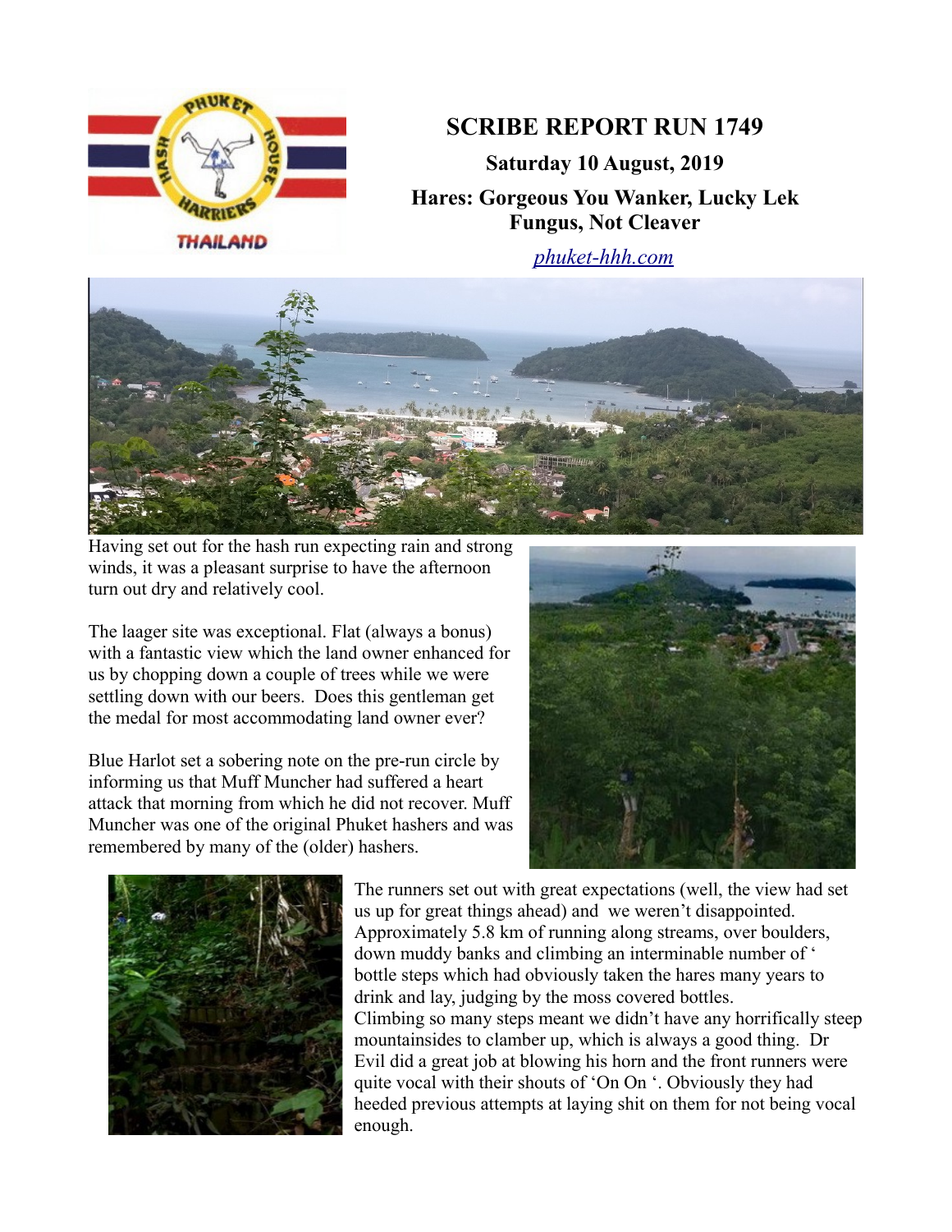# SCRIBE REPORT RUN 1749

**Saturday 10 August, 2019**

**Hares: Gorgeous You Wanker, Lucky Lek Fungus, Not Cleaver**

*phuket-hhh.com*

Having set out for the hash run expecting rain and strong winds, it was a pleasant surprise to have the afternoon turn out dry and relatively cool.

The laager site was exceptional. Flat (always a bonus) with a fantastic view which the land owner enhanced for us by chopping down a couple of trees while we were settling down with our beers. Does this gentleman get the medal for most accommodating land owner ever?

Blue Harlot set a sobering note on the pre-run circle by informing us that Muff Muncher had suffered a heart attack that morning from which he did not recover. Muff Muncher was one of the original Phuket hashers and was remembered by many of the (older) hashers.

The runners set out with great expectations (well, the view had set us up for great things ahead) and we weren't disappointed. Approximately 5.8 km of running along streams, over boulders, down muddy banks and climbing an interminable number of ' bottle steps which had obviously taken the hares many years to drink and lay, judging by the moss covered bottles. Climbing so many steps meant we didn't have any horrifically steep mountainsides to clamber up, which is always a good thing. Dr Evil did a great job at blowing his horn and the front runners were quite vocal with their shouts of 'On On '. Obviously they had heeded previous attempts at laying shit on them for not being vocal enough.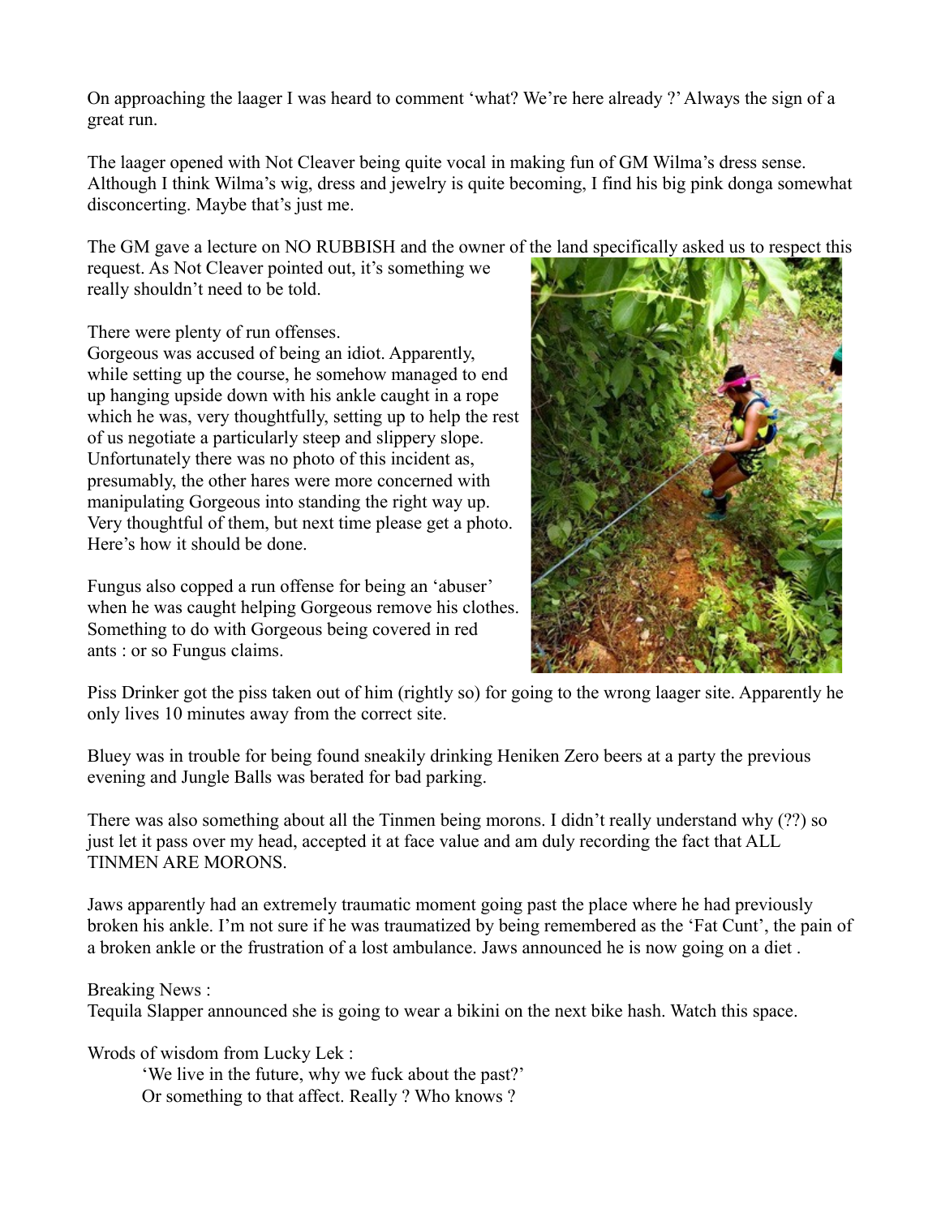On approaching the laager I was heard to comment 'what? We're here already ?' Always the sign of a great run.

The laager opened with Not Cleaver being quite vocal in making fun of GM Wilma's dress sense. Although I think Wilma's wig, dress and jewelry is quite becoming, I find his big pink donga somewhat disconcerting. Maybe that's just me.

The GM gave a lecture on NO RUBBISH and the owner of the land specifically asked us to respect this request. As Not Cleaver pointed out, it's something we really shouldn't need to be told.

There were plenty of run offenses.
Gorgeous was accused of being an idiot. Apparently, while setting up the course, he somehow managed to end up hanging upside down with his ankle caught in a rope which he was, very thoughtfully, setting up to help the rest of us negotiate a particularly steep and slippery slope. Unfortunately there was no photo of this incident as, presumably, the other hares were more concerned with manipulating Gorgeous into standing the right way up. Very thoughtful of them, but next time please get a photo. Here's how it should be done.

Fungus also copped a run offense for being an 'abuser' when he was caught helping Gorgeous remove his clothes. Something to do with Gorgeous being covered in red ants : or so Fungus claims.

Piss Drinker got the piss taken out of him (rightly so) for going to the wrong laager site. Apparently he only lives 10 minutes away from the correct site.

Bluey was in trouble for being found sneakily drinking Heniken Zero beers at a party the previous evening and Jungle Balls was berated for bad parking.

There was also something about all the Tinmen being morons. I didn't really understand why (??) so just let it pass over my head, accepted it at face value and am duly recording the fact that ALL TINMEN ARE MORONS.

Jaws apparently had an extremely traumatic moment going past the place where he had previously broken his ankle. I'm not sure if he was traumatized by being remembered as the 'Fat Cunt', the pain of a broken ankle or the frustration of a lost ambulance. Jaws announced he is now going on a diet .

Breaking News :
Tequila Slapper announced she is going to wear a bikini on the next bike hash. Watch this space.

Wrods of wisdom from Lucky Lek :

> 'We live in the future, why we fuck about the past?'
> Or something to that affect. Really ? Who knows ?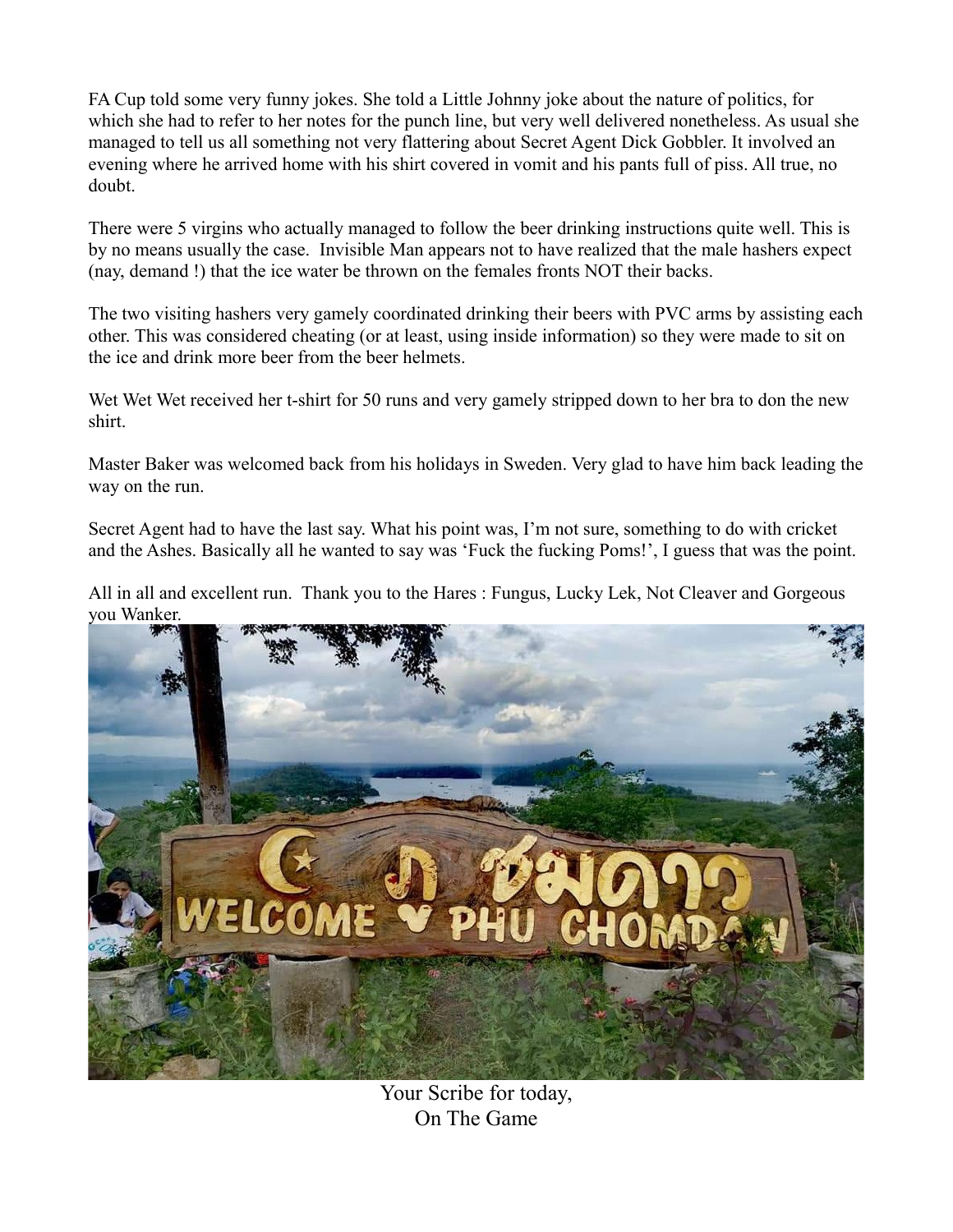FA Cup told some very funny jokes. She told a Little Johnny joke about the nature of politics, for which she had to refer to her notes for the punch line, but very well delivered nonetheless. As usual she managed to tell us all something not very flattering about Secret Agent Dick Gobbler. It involved an evening where he arrived home with his shirt covered in vomit and his pants full of piss. All true, no doubt.

There were 5 virgins who actually managed to follow the beer drinking instructions quite well. This is by no means usually the case. Invisible Man appears not to have realized that the male hashers expect (nay, demand !) that the ice water be thrown on the females fronts NOT their backs.

The two visiting hashers very gamely coordinated drinking their beers with PVC arms by assisting each other. This was considered cheating (or at least, using inside information) so they were made to sit on the ice and drink more beer from the beer helmets.

Wet Wet Wet received her t-shirt for 50 runs and very gamely stripped down to her bra to don the new shirt.

Master Baker was welcomed back from his holidays in Sweden. Very glad to have him back leading the way on the run.

Secret Agent had to have the last say. What his point was, I'm not sure, something to do with cricket and the Ashes. Basically all he wanted to say was 'Fuck the fucking Poms!', I guess that was the point.

All in all and excellent run. Thank you to the Hares : Fungus, Lucky Lek, Not Cleaver and Gorgeous you Wanker.

Your Scribe for today,
On The Game